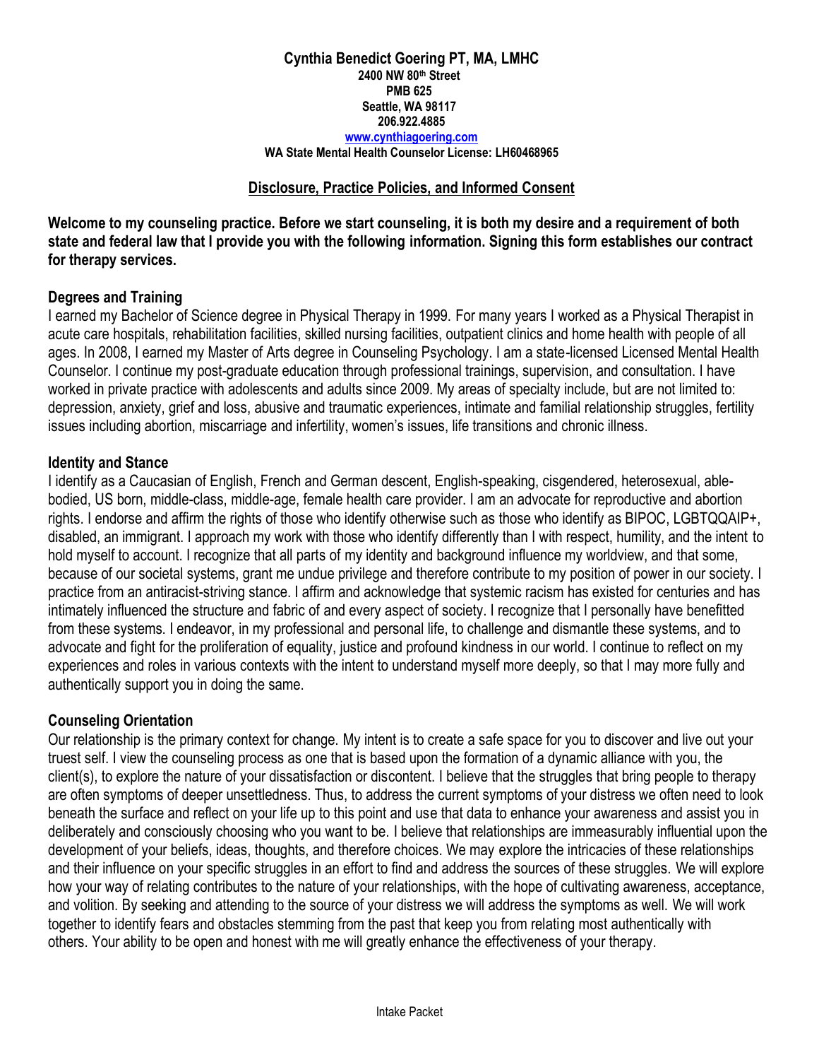**Cynthia Benedict Goering PT, MA, LMHC**
**2400 NW 80th Street**
**PMB 625**
**Seattle, WA 98117**
**206.922.4885**
**[www.cynthiagoering.com](http://www.cynthiagoering.com)**
**WA State Mental Health Counselor License: LH60468965**

## Disclosure, Practice Policies, and Informed Consent

**Welcome to my counseling practice. Before we start counseling, it is both my desire and a requirement of both state and federal law that I provide you with the following information. Signing this form establishes our contract for therapy services.**

### Degrees and Training

I earned my Bachelor of Science degree in Physical Therapy in 1999. For many years I worked as a Physical Therapist in acute care hospitals, rehabilitation facilities, skilled nursing facilities, outpatient clinics and home health with people of all ages. In 2008, I earned my Master of Arts degree in Counseling Psychology. I am a state-licensed Licensed Mental Health Counselor. I continue my post-graduate education through professional trainings, supervision, and consultation. I have worked in private practice with adolescents and adults since 2009. My areas of specialty include, but are not limited to: depression, anxiety, grief and loss, abusive and traumatic experiences, intimate and familial relationship struggles, fertility issues including abortion, miscarriage and infertility, women's issues, life transitions and chronic illness.

### Identity and Stance

I identify as a Caucasian of English, French and German descent, English-speaking, cisgendered, heterosexual, able-bodied, US born, middle-class, middle-age, female health care provider. I am an advocate for reproductive and abortion rights. I endorse and affirm the rights of those who identify otherwise such as those who identify as BIPOC, LGBTQQAIP+, disabled, an immigrant. I approach my work with those who identify differently than I with respect, humility, and the intent to hold myself to account. I recognize that all parts of my identity and background influence my worldview, and that some, because of our societal systems, grant me undue privilege and therefore contribute to my position of power in our society. I practice from an antiracist-striving stance. I affirm and acknowledge that systemic racism has existed for centuries and has intimately influenced the structure and fabric of and every aspect of society. I recognize that I personally have benefitted from these systems. I endeavor, in my professional and personal life, to challenge and dismantle these systems, and to advocate and fight for the proliferation of equality, justice and profound kindness in our world. I continue to reflect on my experiences and roles in various contexts with the intent to understand myself more deeply, so that I may more fully and authentically support you in doing the same.

### Counseling Orientation

Our relationship is the primary context for change. My intent is to create a safe space for you to discover and live out your truest self. I view the counseling process as one that is based upon the formation of a dynamic alliance with you, the client(s), to explore the nature of your dissatisfaction or discontent. I believe that the struggles that bring people to therapy are often symptoms of deeper unsettledness. Thus, to address the current symptoms of your distress we often need to look beneath the surface and reflect on your life up to this point and use that data to enhance your awareness and assist you in deliberately and consciously choosing who you want to be. I believe that relationships are immeasurably influential upon the development of your beliefs, ideas, thoughts, and therefore choices. We may explore the intricacies of these relationships and their influence on your specific struggles in an effort to find and address the sources of these struggles. We will explore how your way of relating contributes to the nature of your relationships, with the hope of cultivating awareness, acceptance, and volition. By seeking and attending to the source of your distress we will address the symptoms as well. We will work together to identify fears and obstacles stemming from the past that keep you from relating most authentically with others. Your ability to be open and honest with me will greatly enhance the effectiveness of your therapy.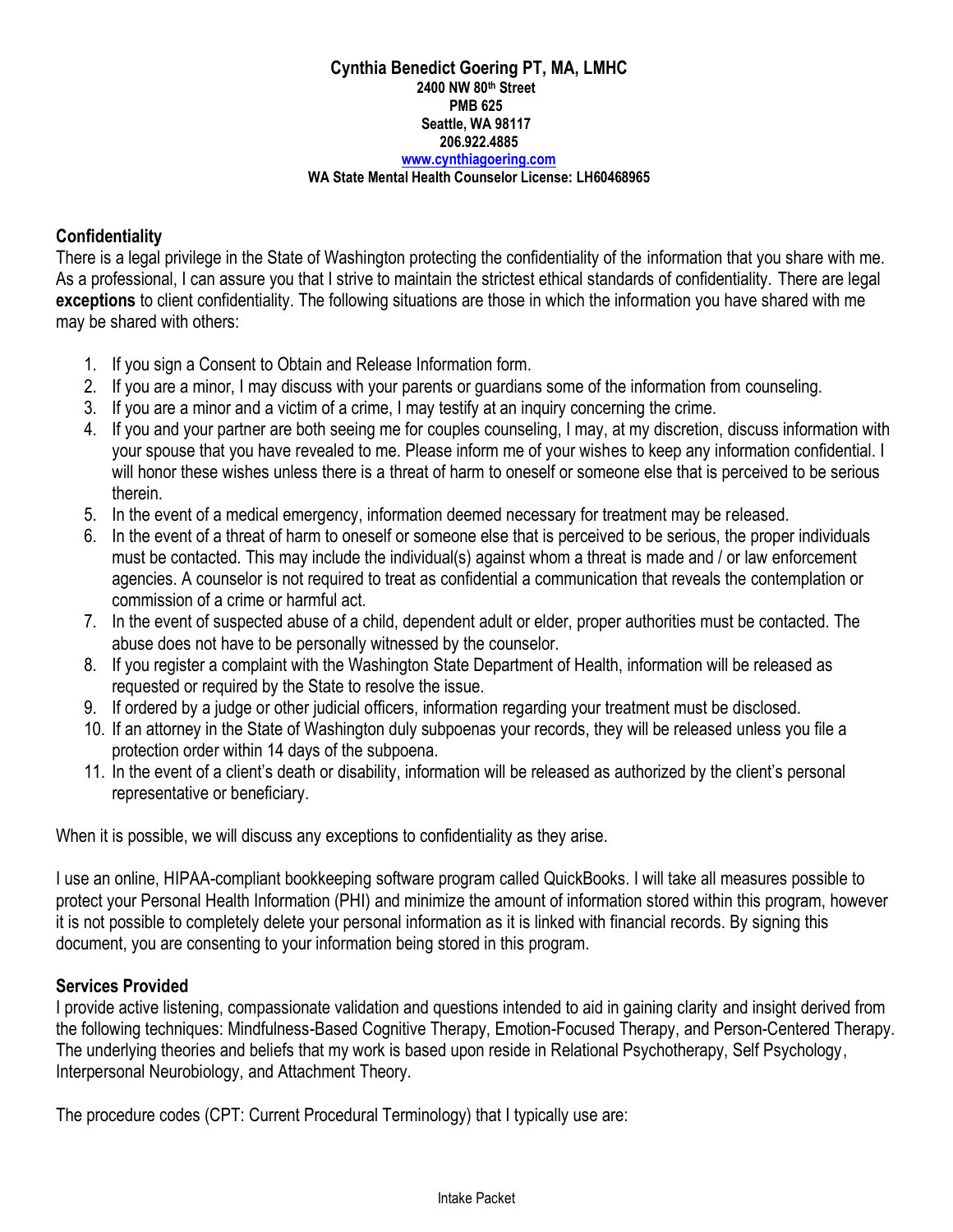**Cynthia Benedict Goering PT, MA, LMHC**
**2400 NW 80th Street**
**PMB 625**
**Seattle, WA 98117**
**206.922.4885**
**[www.cynthiagoering.com](http://www.cynthiagoering.com)**
**WA State Mental Health Counselor License: LH60468965**

## Confidentiality

There is a legal privilege in the State of Washington protecting the confidentiality of the information that you share with me. As a professional, I can assure you that I strive to maintain the strictest ethical standards of confidentiality. There are legal **exceptions** to client confidentiality. The following situations are those in which the information you have shared with me may be shared with others:

1. If you sign a Consent to Obtain and Release Information form.
2. If you are a minor, I may discuss with your parents or guardians some of the information from counseling.
3. If you are a minor and a victim of a crime, I may testify at an inquiry concerning the crime.
4. If you and your partner are both seeing me for couples counseling, I may, at my discretion, discuss information with your spouse that you have revealed to me. Please inform me of your wishes to keep any information confidential. I will honor these wishes unless there is a threat of harm to oneself or someone else that is perceived to be serious therein.
5. In the event of a medical emergency, information deemed necessary for treatment may be released.
6. In the event of a threat of harm to oneself or someone else that is perceived to be serious, the proper individuals must be contacted. This may include the individual(s) against whom a threat is made and / or law enforcement agencies. A counselor is not required to treat as confidential a communication that reveals the contemplation or commission of a crime or harmful act.
7. In the event of suspected abuse of a child, dependent adult or elder, proper authorities must be contacted. The abuse does not have to be personally witnessed by the counselor.
8. If you register a complaint with the Washington State Department of Health, information will be released as requested or required by the State to resolve the issue.
9. If ordered by a judge or other judicial officers, information regarding your treatment must be disclosed.
10. If an attorney in the State of Washington duly subpoenas your records, they will be released unless you file a protection order within 14 days of the subpoena.
11. In the event of a client's death or disability, information will be released as authorized by the client's personal representative or beneficiary.

When it is possible, we will discuss any exceptions to confidentiality as they arise.

I use an online, HIPAA-compliant bookkeeping software program called QuickBooks. I will take all measures possible to protect your Personal Health Information (PHI) and minimize the amount of information stored within this program, however it is not possible to completely delete your personal information as it is linked with financial records. By signing this document, you are consenting to your information being stored in this program.

## Services Provided

I provide active listening, compassionate validation and questions intended to aid in gaining clarity and insight derived from the following techniques: Mindfulness-Based Cognitive Therapy, Emotion-Focused Therapy, and Person-Centered Therapy. The underlying theories and beliefs that my work is based upon reside in Relational Psychotherapy, Self Psychology, Interpersonal Neurobiology, and Attachment Theory.

The procedure codes (CPT: Current Procedural Terminology) that I typically use are: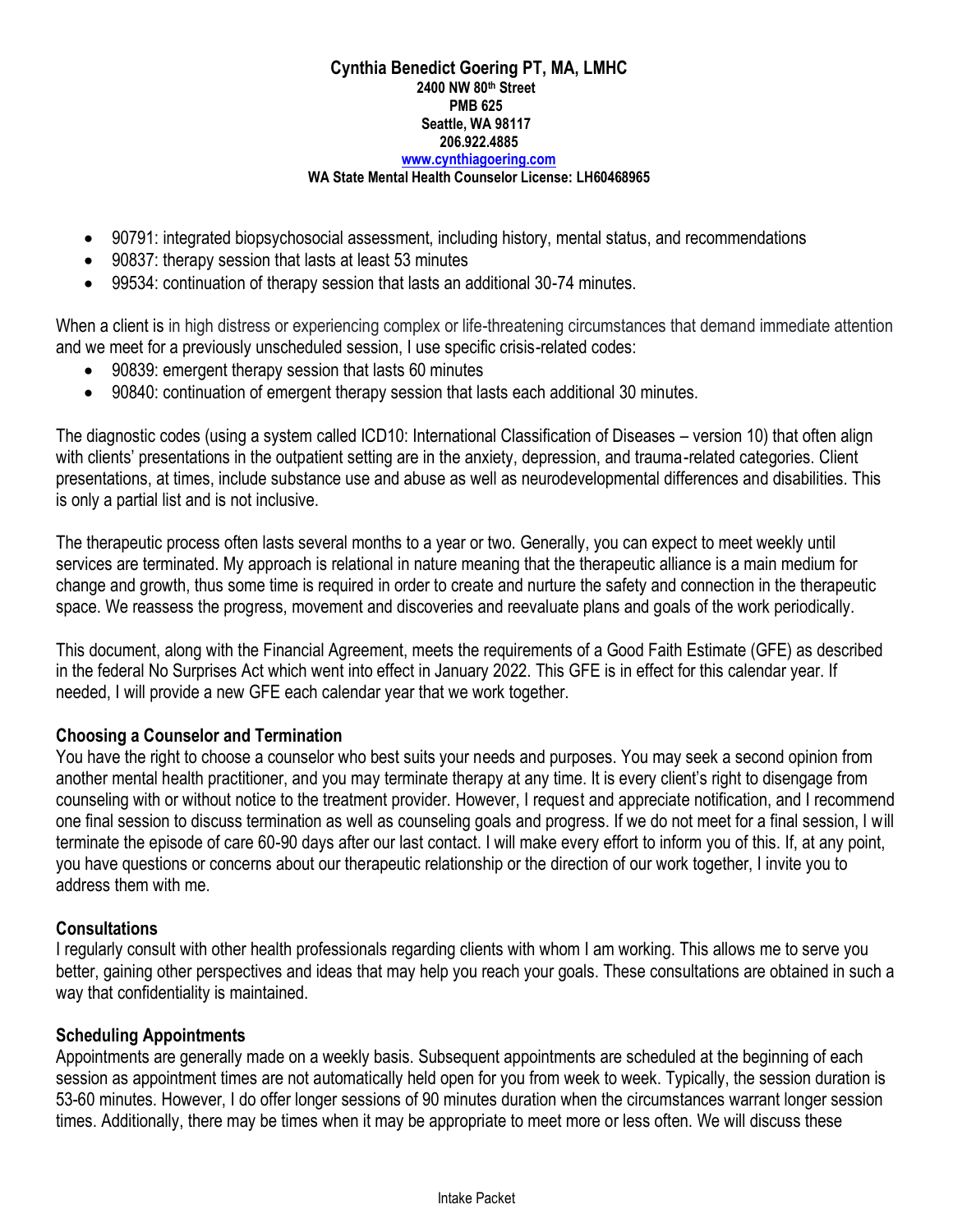**Cynthia Benedict Goering PT, MA, LMHC**
**2400 NW 80th Street**
**PMB 625**
**Seattle, WA 98117**
**206.922.4885**
**www.cynthiagoering.com**
**WA State Mental Health Counselor License: LH60468965**

- 90791: integrated biopsychosocial assessment, including history, mental status, and recommendations
- 90837: therapy session that lasts at least 53 minutes
- 99534: continuation of therapy session that lasts an additional 30-74 minutes.

When a client is in high distress or experiencing complex or life-threatening circumstances that demand immediate attention and we meet for a previously unscheduled session, I use specific crisis-related codes:

- 90839: emergent therapy session that lasts 60 minutes
- 90840: continuation of emergent therapy session that lasts each additional 30 minutes.

The diagnostic codes (using a system called ICD10: International Classification of Diseases – version 10) that often align with clients' presentations in the outpatient setting are in the anxiety, depression, and trauma-related categories. Client presentations, at times, include substance use and abuse as well as neurodevelopmental differences and disabilities. This is only a partial list and is not inclusive.

The therapeutic process often lasts several months to a year or two. Generally, you can expect to meet weekly until services are terminated. My approach is relational in nature meaning that the therapeutic alliance is a main medium for change and growth, thus some time is required in order to create and nurture the safety and connection in the therapeutic space. We reassess the progress, movement and discoveries and reevaluate plans and goals of the work periodically.

This document, along with the Financial Agreement, meets the requirements of a Good Faith Estimate (GFE) as described in the federal No Surprises Act which went into effect in January 2022. This GFE is in effect for this calendar year. If needed, I will provide a new GFE each calendar year that we work together.

### Choosing a Counselor and Termination

You have the right to choose a counselor who best suits your needs and purposes. You may seek a second opinion from another mental health practitioner, and you may terminate therapy at any time. It is every client's right to disengage from counseling with or without notice to the treatment provider. However, I request and appreciate notification, and I recommend one final session to discuss termination as well as counseling goals and progress. If we do not meet for a final session, I will terminate the episode of care 60-90 days after our last contact. I will make every effort to inform you of this. If, at any point, you have questions or concerns about our therapeutic relationship or the direction of our work together, I invite you to address them with me.

### Consultations

I regularly consult with other health professionals regarding clients with whom I am working. This allows me to serve you better, gaining other perspectives and ideas that may help you reach your goals. These consultations are obtained in such a way that confidentiality is maintained.

### Scheduling Appointments

Appointments are generally made on a weekly basis. Subsequent appointments are scheduled at the beginning of each session as appointment times are not automatically held open for you from week to week. Typically, the session duration is 53-60 minutes. However, I do offer longer sessions of 90 minutes duration when the circumstances warrant longer session times. Additionally, there may be times when it may be appropriate to meet more or less often. We will discuss these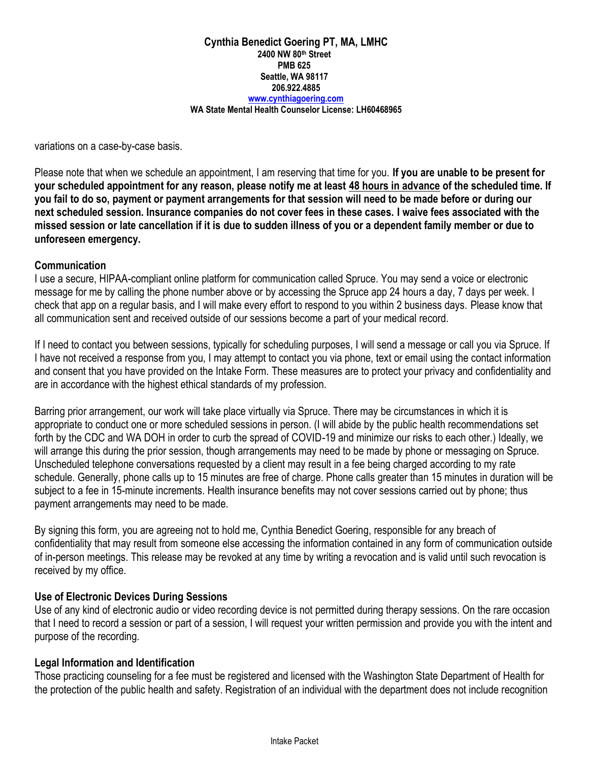variations on a case-by-case basis.

Please note that when we schedule an appointment, I am reserving that time for you. **If you are unable to be present for your scheduled appointment for any reason, please notify me at least <u>48 hours in advance</u> of the scheduled time. If you fail to do so, payment or payment arrangements for that session will need to be made before or during our next scheduled session. Insurance companies do not cover fees in these cases. I waive fees associated with the missed session or late cancellation if it is due to sudden illness of you or a dependent family member or due to unforeseen emergency.**

### Communication

I use a secure, HIPAA-compliant online platform for communication called Spruce. You may send a voice or electronic message for me by calling the phone number above or by accessing the Spruce app 24 hours a day, 7 days per week. I check that app on a regular basis, and I will make every effort to respond to you within 2 business days. Please know that all communication sent and received outside of our sessions become a part of your medical record.

If I need to contact you between sessions, typically for scheduling purposes, I will send a message or call you via Spruce. If I have not received a response from you, I may attempt to contact you via phone, text or email using the contact information and consent that you have provided on the Intake Form. These measures are to protect your privacy and confidentiality and are in accordance with the highest ethical standards of my profession.

Barring prior arrangement, our work will take place virtually via Spruce. There may be circumstances in which it is appropriate to conduct one or more scheduled sessions in person. (I will abide by the public health recommendations set forth by the CDC and WA DOH in order to curb the spread of COVID-19 and minimize our risks to each other.) Ideally, we will arrange this during the prior session, though arrangements may need to be made by phone or messaging on Spruce. Unscheduled telephone conversations requested by a client may result in a fee being charged according to my rate schedule. Generally, phone calls up to 15 minutes are free of charge. Phone calls greater than 15 minutes in duration will be subject to a fee in 15-minute increments. Health insurance benefits may not cover sessions carried out by phone; thus payment arrangements may need to be made.

By signing this form, you are agreeing not to hold me, Cynthia Benedict Goering, responsible for any breach of confidentiality that may result from someone else accessing the information contained in any form of communication outside of in-person meetings. This release may be revoked at any time by writing a revocation and is valid until such revocation is received by my office.

### Use of Electronic Devices During Sessions

Use of any kind of electronic audio or video recording device is not permitted during therapy sessions. On the rare occasion that I need to record a session or part of a session, I will request your written permission and provide you with the intent and purpose of the recording.

### Legal Information and Identification

Those practicing counseling for a fee must be registered and licensed with the Washington State Department of Health for the protection of the public health and safety. Registration of an individual with the department does not include recognition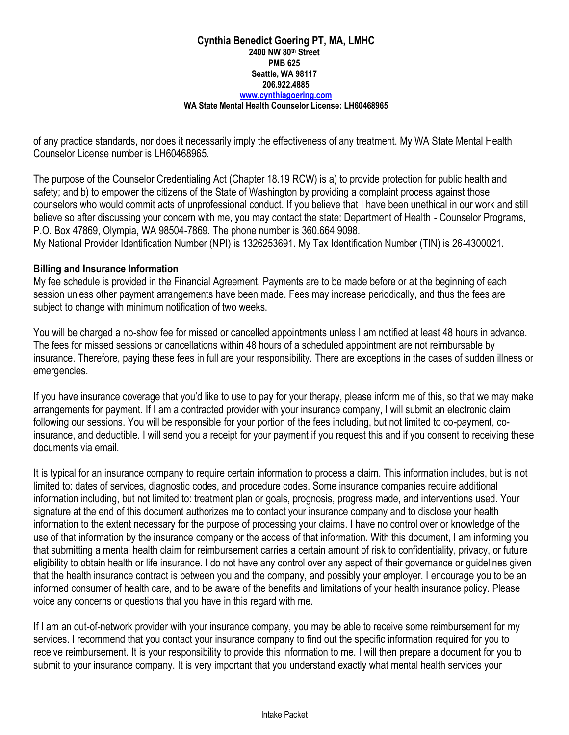of any practice standards, nor does it necessarily imply the effectiveness of any treatment. My WA State Mental Health Counselor License number is LH60468965.

The purpose of the Counselor Credentialing Act (Chapter 18.19 RCW) is a) to provide protection for public health and safety; and b) to empower the citizens of the State of Washington by providing a complaint process against those counselors who would commit acts of unprofessional conduct. If you believe that I have been unethical in our work and still believe so after discussing your concern with me, you may contact the state: Department of Health - Counselor Programs, P.O. Box 47869, Olympia, WA 98504-7869. The phone number is 360.664.9098.
My National Provider Identification Number (NPI) is 1326253691. My Tax Identification Number (TIN) is 26-4300021.

**Billing and Insurance Information**
My fee schedule is provided in the Financial Agreement. Payments are to be made before or at the beginning of each session unless other payment arrangements have been made. Fees may increase periodically, and thus the fees are subject to change with minimum notification of two weeks.

You will be charged a no-show fee for missed or cancelled appointments unless I am notified at least 48 hours in advance. The fees for missed sessions or cancellations within 48 hours of a scheduled appointment are not reimbursable by insurance. Therefore, paying these fees in full are your responsibility. There are exceptions in the cases of sudden illness or emergencies.

If you have insurance coverage that you'd like to use to pay for your therapy, please inform me of this, so that we may make arrangements for payment. If I am a contracted provider with your insurance company, I will submit an electronic claim following our sessions. You will be responsible for your portion of the fees including, but not limited to co-payment, co-insurance, and deductible. I will send you a receipt for your payment if you request this and if you consent to receiving these documents via email.

It is typical for an insurance company to require certain information to process a claim. This information includes, but is not limited to: dates of services, diagnostic codes, and procedure codes. Some insurance companies require additional information including, but not limited to: treatment plan or goals, prognosis, progress made, and interventions used. Your signature at the end of this document authorizes me to contact your insurance company and to disclose your health information to the extent necessary for the purpose of processing your claims. I have no control over or knowledge of the use of that information by the insurance company or the access of that information. With this document, I am informing you that submitting a mental health claim for reimbursement carries a certain amount of risk to confidentiality, privacy, or future eligibility to obtain health or life insurance. I do not have any control over any aspect of their governance or guidelines given that the health insurance contract is between you and the company, and possibly your employer. I encourage you to be an informed consumer of health care, and to be aware of the benefits and limitations of your health insurance policy. Please voice any concerns or questions that you have in this regard with me.

If I am an out-of-network provider with your insurance company, you may be able to receive some reimbursement for my services. I recommend that you contact your insurance company to find out the specific information required for you to receive reimbursement. It is your responsibility to provide this information to me. I will then prepare a document for you to submit to your insurance company. It is very important that you understand exactly what mental health services your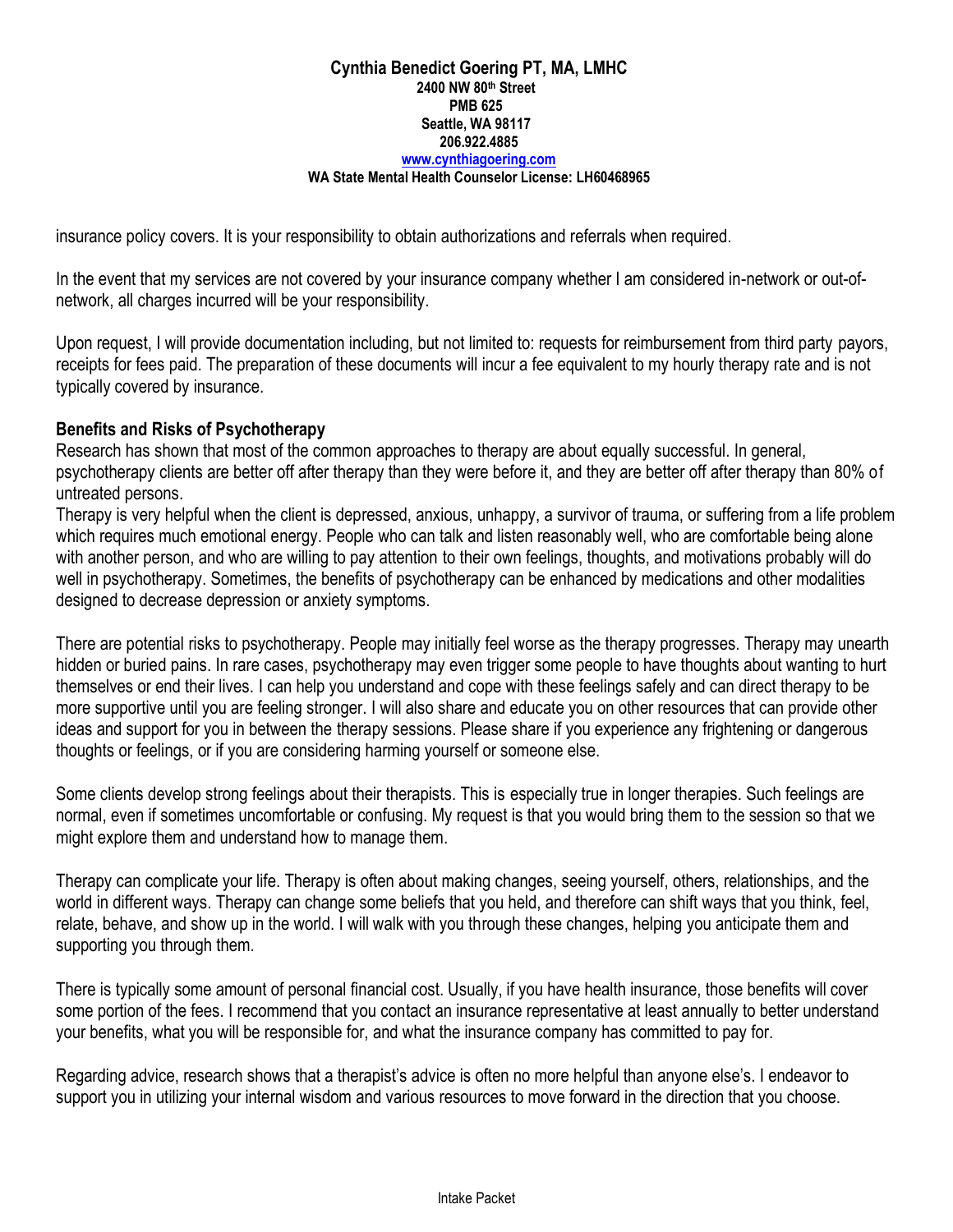insurance policy covers. It is your responsibility to obtain authorizations and referrals when required.

In the event that my services are not covered by your insurance company whether I am considered in-network or out-of-network, all charges incurred will be your responsibility.

Upon request, I will provide documentation including, but not limited to: requests for reimbursement from third party payors, receipts for fees paid. The preparation of these documents will incur a fee equivalent to my hourly therapy rate and is not typically covered by insurance.

**Benefits and Risks of Psychotherapy**

Research has shown that most of the common approaches to therapy are about equally successful. In general, psychotherapy clients are better off after therapy than they were before it, and they are better off after therapy than 80% of untreated persons.

Therapy is very helpful when the client is depressed, anxious, unhappy, a survivor of trauma, or suffering from a life problem which requires much emotional energy. People who can talk and listen reasonably well, who are comfortable being alone with another person, and who are willing to pay attention to their own feelings, thoughts, and motivations probably will do well in psychotherapy. Sometimes, the benefits of psychotherapy can be enhanced by medications and other modalities designed to decrease depression or anxiety symptoms.

There are potential risks to psychotherapy. People may initially feel worse as the therapy progresses. Therapy may unearth hidden or buried pains. In rare cases, psychotherapy may even trigger some people to have thoughts about wanting to hurt themselves or end their lives. I can help you understand and cope with these feelings safely and can direct therapy to be more supportive until you are feeling stronger. I will also share and educate you on other resources that can provide other ideas and support for you in between the therapy sessions. Please share if you experience any frightening or dangerous thoughts or feelings, or if you are considering harming yourself or someone else.

Some clients develop strong feelings about their therapists. This is especially true in longer therapies. Such feelings are normal, even if sometimes uncomfortable or confusing. My request is that you would bring them to the session so that we might explore them and understand how to manage them.

Therapy can complicate your life. Therapy is often about making changes, seeing yourself, others, relationships, and the world in different ways. Therapy can change some beliefs that you held, and therefore can shift ways that you think, feel, relate, behave, and show up in the world. I will walk with you through these changes, helping you anticipate them and supporting you through them.

There is typically some amount of personal financial cost. Usually, if you have health insurance, those benefits will cover some portion of the fees. I recommend that you contact an insurance representative at least annually to better understand your benefits, what you will be responsible for, and what the insurance company has committed to pay for.

Regarding advice, research shows that a therapist's advice is often no more helpful than anyone else's. I endeavor to support you in utilizing your internal wisdom and various resources to move forward in the direction that you choose.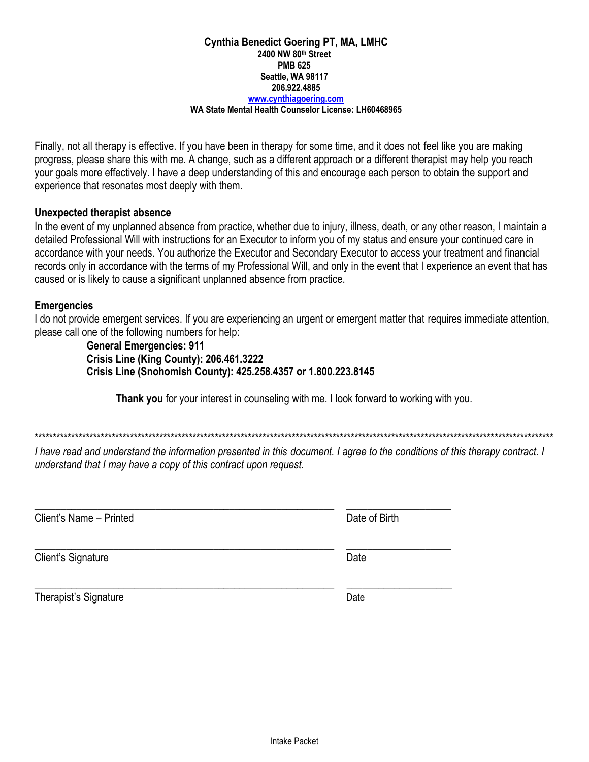Finally, not all therapy is effective. If you have been in therapy for some time, and it does not feel like you are making progress, please share this with me. A change, such as a different approach or a different therapist may help you reach your goals more effectively. I have a deep understanding of this and encourage each person to obtain the support and experience that resonates most deeply with them.

**Unexpected therapist absence**

In the event of my unplanned absence from practice, whether due to injury, illness, death, or any other reason, I maintain a detailed Professional Will with instructions for an Executor to inform you of my status and ensure your continued care in accordance with your needs. You authorize the Executor and Secondary Executor to access your treatment and financial records only in accordance with the terms of my Professional Will, and only in the event that I experience an event that has caused or is likely to cause a significant unplanned absence from practice.

**Emergencies**

I do not provide emergent services. If you are experiencing an urgent or emergent matter that requires immediate attention, please call one of the following numbers for help:

**General Emergencies: 911**
**Crisis Line (King County): 206.461.3222**
**Crisis Line (Snohomish County): 425.258.4357 or 1.800.223.8145**

**Thank you** for your interest in counseling with me. I look forward to working with you.

*****************************************************************************************************************************************

*I have read and understand the information presented in this document. I agree to the conditions of this therapy contract. I understand that I may have a copy of this contract upon request.*

_____________________________________________ ____________________
Client's Name – Printed Date of Birth

_____________________________________________ ____________________
Client's Signature Date

_____________________________________________ ____________________
Therapist's Signature Date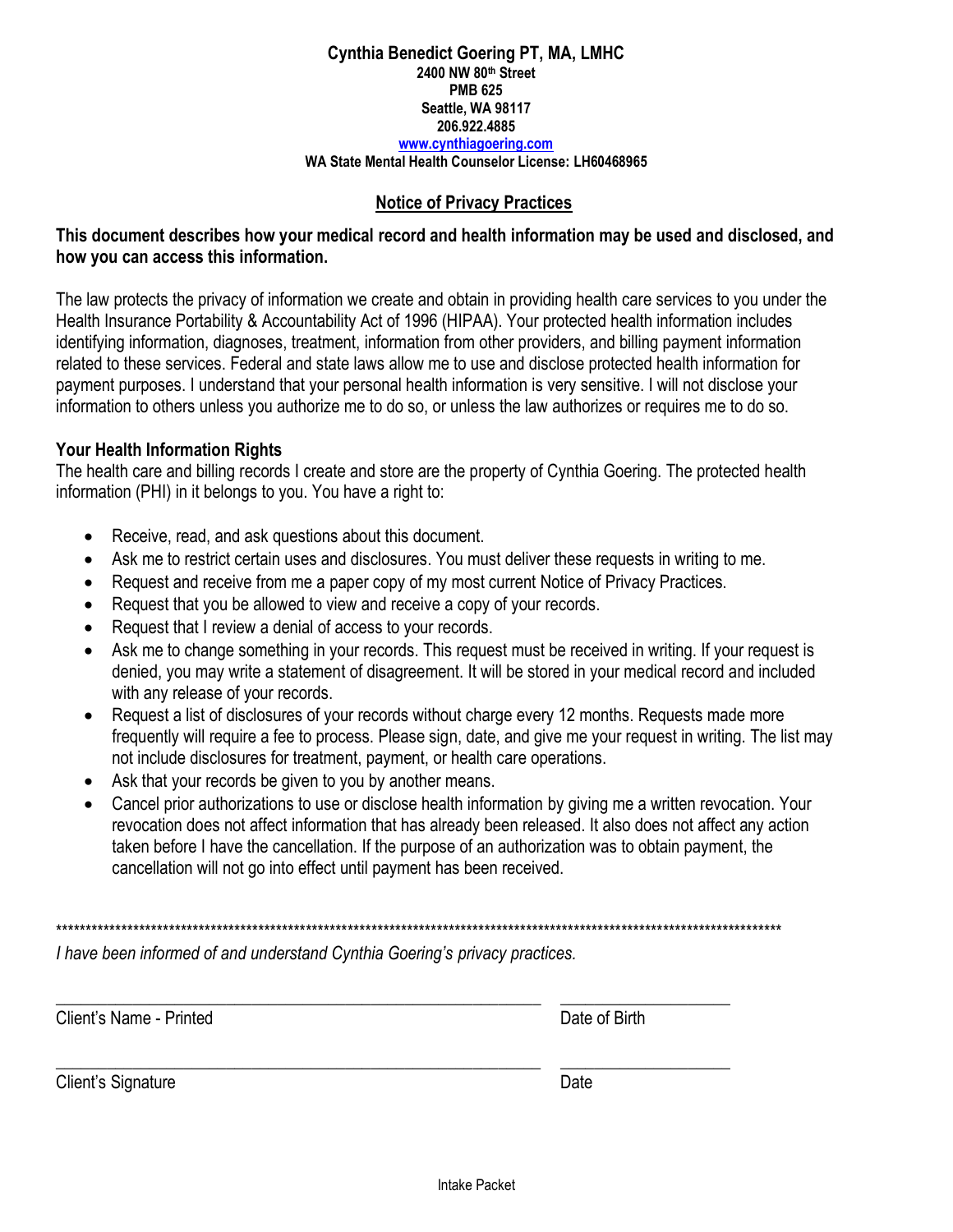**Cynthia Benedict Goering PT, MA, LMHC**
**2400 NW 80th Street**
**PMB 625**
**Seattle, WA 98117**
**206.922.4885**
**[www.cynthiagoering.com](http://www.cynthiagoering.com)**
**WA State Mental Health Counselor License: LH60468965**

## Notice of Privacy Practices

**This document describes how your medical record and health information may be used and disclosed, and how you can access this information.**

The law protects the privacy of information we create and obtain in providing health care services to you under the Health Insurance Portability & Accountability Act of 1996 (HIPAA). Your protected health information includes identifying information, diagnoses, treatment, information from other providers, and billing payment information related to these services. Federal and state laws allow me to use and disclose protected health information for payment purposes. I understand that your personal health information is very sensitive. I will not disclose your information to others unless you authorize me to do so, or unless the law authorizes or requires me to do so.

### Your Health Information Rights

The health care and billing records I create and store are the property of Cynthia Goering. The protected health information (PHI) in it belongs to you. You have a right to:

- Receive, read, and ask questions about this document.
- Ask me to restrict certain uses and disclosures. You must deliver these requests in writing to me.
- Request and receive from me a paper copy of my most current Notice of Privacy Practices.
- Request that you be allowed to view and receive a copy of your records.
- Request that I review a denial of access to your records.
- Ask me to change something in your records. This request must be received in writing. If your request is denied, you may write a statement of disagreement. It will be stored in your medical record and included with any release of your records.
- Request a list of disclosures of your records without charge every 12 months. Requests made more frequently will require a fee to process. Please sign, date, and give me your request in writing. The list may not include disclosures for treatment, payment, or health care operations.
- Ask that your records be given to you by another means.
- Cancel prior authorizations to use or disclose health information by giving me a written revocation. Your revocation does not affect information that has already been released. It also does not affect any action taken before I have the cancellation. If the purpose of an authorization was to obtain payment, the cancellation will not go into effect until payment has been received.

*************************************************************************************************************************

*I have been informed of and understand Cynthia Goering's privacy practices.*

_______________________________________________________ ____________________

Client's Name - Printed Date of Birth

_______________________________________________________ ____________________

Client's Signature Date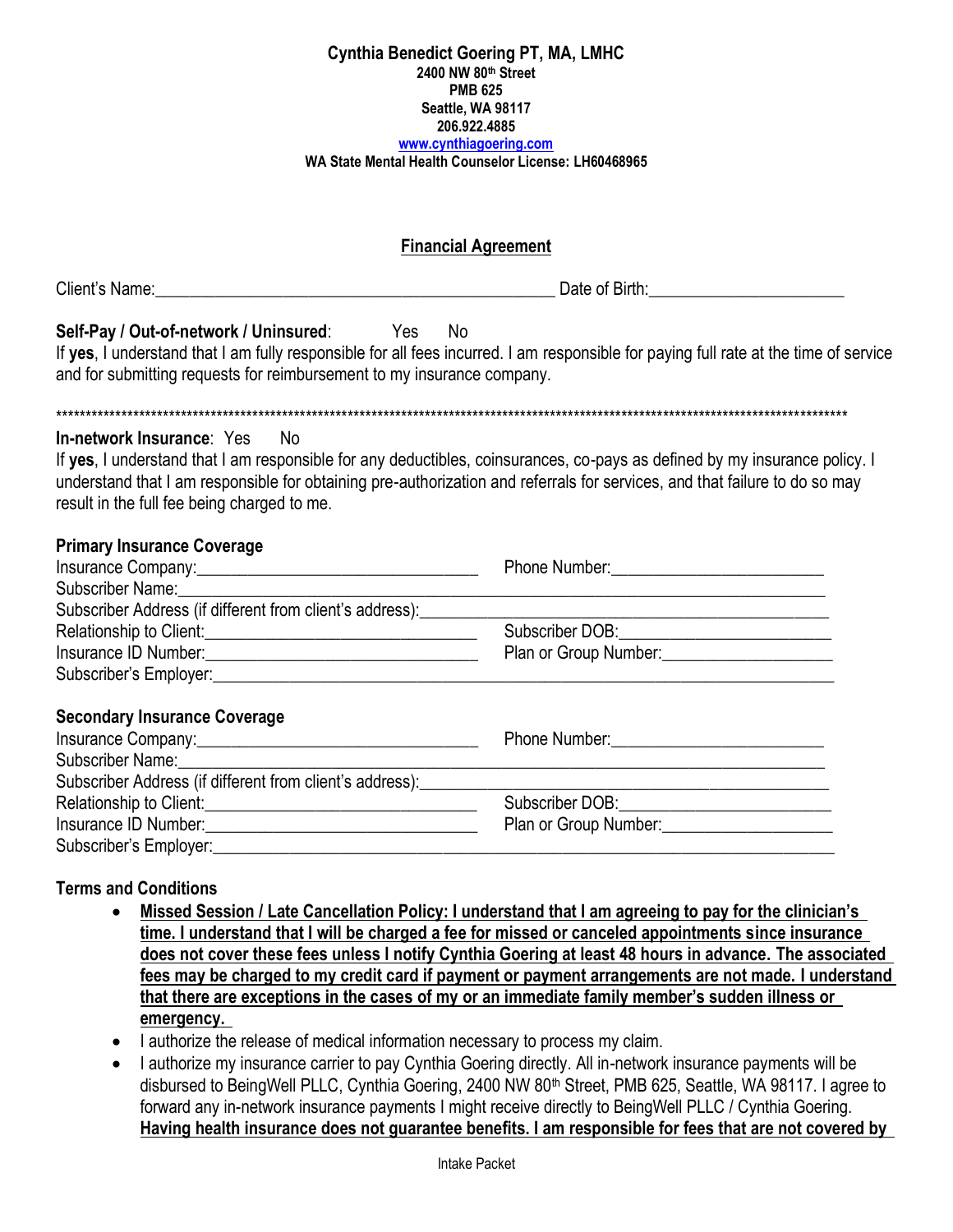**Cynthia Benedict Goering PT, MA, LMHC**
**2400 NW 80th Street**
**PMB 625**
**Seattle, WA 98117**
**206.922.4885**
**www.cynthiagoering.com**
**WA State Mental Health Counselor License: LH60468965**

## Financial Agreement

Client's Name:_______________________________________________ Date of Birth:______________________

**Self-Pay / Out-of-network / Uninsured**: Yes No

If **yes**, I understand that I am fully responsible for all fees incurred. I am responsible for paying full rate at the time of service and for submitting requests for reimbursement to my insurance company.

*******************************************************************************************************************************************

**In-network Insurance**: Yes No

If **yes**, I understand that I am responsible for any deductibles, coinsurances, co-pays as defined by my insurance policy. I understand that I am responsible for obtaining pre-authorization and referrals for services, and that failure to do so may result in the full fee being charged to me.

**Primary Insurance Coverage**

Insurance Company:________________________________ Phone Number:________________________

Subscriber Name:_____________________________________________________________________________

Subscriber Address (if different from client's address):______________________________________________

Relationship to Client:______________________________ Subscriber DOB:________________________

Insurance ID Number:_______________________________ Plan or Group Number:___________________

Subscriber's Employer:________________________________________________________________________

**Secondary Insurance Coverage**

Insurance Company:________________________________ Phone Number:________________________

Subscriber Name:_____________________________________________________________________________

Subscriber Address (if different from client's address):______________________________________________

Relationship to Client:______________________________ Subscriber DOB:________________________

Insurance ID Number:_______________________________ Plan or Group Number:___________________

Subscriber's Employer:________________________________________________________________________

**Terms and Conditions**

- **Missed Session / Late Cancellation Policy: I understand that I am agreeing to pay for the clinician's time. I understand that I will be charged a fee for missed or canceled appointments since insurance does not cover these fees unless I notify Cynthia Goering at least 48 hours in advance. The associated fees may be charged to my credit card if payment or payment arrangements are not made. I understand that there are exceptions in the cases of my or an immediate family member's sudden illness or emergency.**
- I authorize the release of medical information necessary to process my claim.
- I authorize my insurance carrier to pay Cynthia Goering directly. All in-network insurance payments will be disbursed to BeingWell PLLC, Cynthia Goering, 2400 NW 80th Street, PMB 625, Seattle, WA 98117. I agree to forward any in-network insurance payments I might receive directly to BeingWell PLLC / Cynthia Goering. **Having health insurance does not guarantee benefits. I am responsible for fees that are not covered by**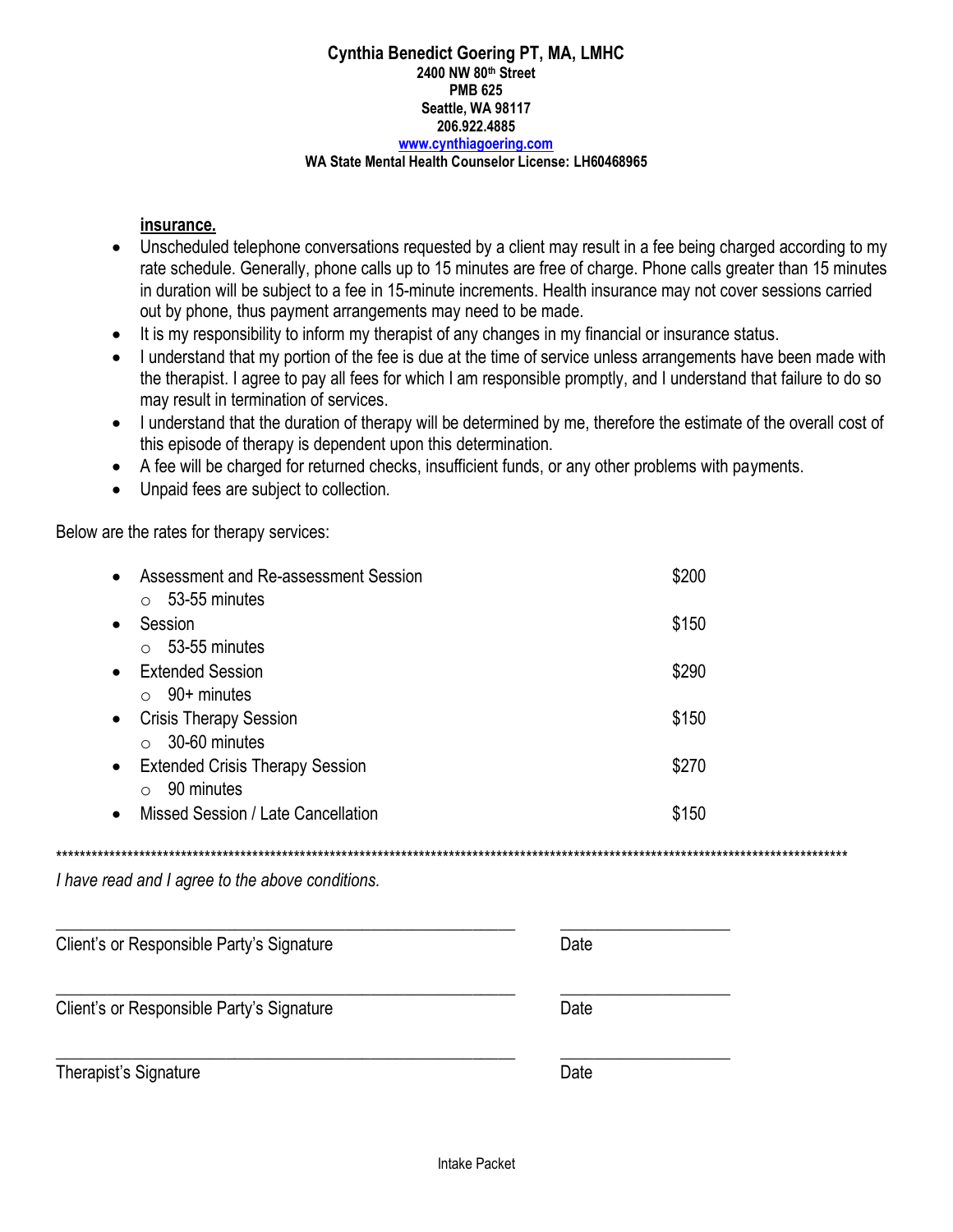**Cynthia Benedict Goering PT, MA, LMHC**
**2400 NW 80th Street**
**PMB 625**
**Seattle, WA 98117**
**206.922.4885**
**[www.cynthiagoering.com](http://www.cynthiagoering.com)**
**WA State Mental Health Counselor License: LH60468965**

**insurance.**

- Unscheduled telephone conversations requested by a client may result in a fee being charged according to my rate schedule. Generally, phone calls up to 15 minutes are free of charge. Phone calls greater than 15 minutes in duration will be subject to a fee in 15-minute increments. Health insurance may not cover sessions carried out by phone, thus payment arrangements may need to be made.
- It is my responsibility to inform my therapist of any changes in my financial or insurance status.
- I understand that my portion of the fee is due at the time of service unless arrangements have been made with the therapist. I agree to pay all fees for which I am responsible promptly, and I understand that failure to do so may result in termination of services.
- I understand that the duration of therapy will be determined by me, therefore the estimate of the overall cost of this episode of therapy is dependent upon this determination.
- A fee will be charged for returned checks, insufficient funds, or any other problems with payments.
- Unpaid fees are subject to collection.

Below are the rates for therapy services:

| Service | Rate |
|---|---|
| Assessment and Re-assessment Session<br>○ 53-55 minutes | $200 |
| Session<br>○ 53-55 minutes | $150 |
| Extended Session<br>○ 90+ minutes | $290 |
| Crisis Therapy Session<br>○ 30-60 minutes | $150 |
| Extended Crisis Therapy Session<br>○ 90 minutes | $270 |
| Missed Session / Late Cancellation | $150 |

***************************************************************************************************************************************

*I have read and I agree to the above conditions.*

\_\_\_\_\_\_\_\_\_\_\_\_\_\_\_\_\_\_\_\_\_\_\_\_\_\_\_\_\_\_\_\_\_\_\_\_\_\_\_\_\_\_\_\_ \_\_\_\_\_\_\_\_\_\_\_\_\_\_\_\_\_\_\_
Client's or Responsible Party's Signature Date

\_\_\_\_\_\_\_\_\_\_\_\_\_\_\_\_\_\_\_\_\_\_\_\_\_\_\_\_\_\_\_\_\_\_\_\_\_\_\_\_\_\_\_\_ \_\_\_\_\_\_\_\_\_\_\_\_\_\_\_\_\_\_\_
Client's or Responsible Party's Signature Date

\_\_\_\_\_\_\_\_\_\_\_\_\_\_\_\_\_\_\_\_\_\_\_\_\_\_\_\_\_\_\_\_\_\_\_\_\_\_\_\_\_\_\_\_ \_\_\_\_\_\_\_\_\_\_\_\_\_\_\_\_\_\_\_
Therapist's Signature Date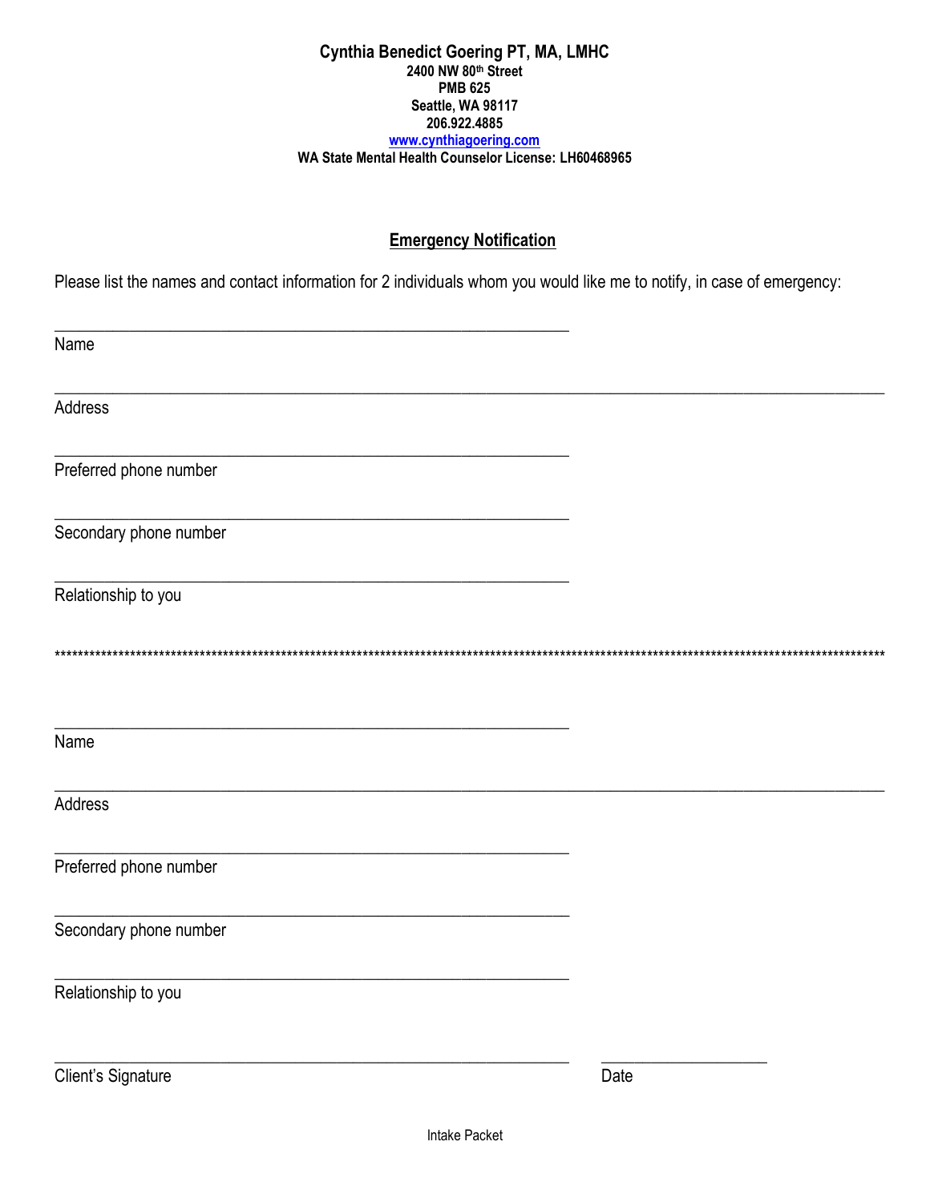**Cynthia Benedict Goering PT, MA, LMHC**
**2400 NW 80th Street**
**PMB 625**
**Seattle, WA 98117**
**206.922.4885**
**[www.cynthiagoering.com](http://www.cynthiagoering.com)**
**WA State Mental Health Counselor License: LH60468965**

## Emergency Notification

Please list the names and contact information for 2 individuals whom you would like me to notify, in case of emergency:

_______________________________________________

Name

_____________________________________________________________________________

Address

_______________________________________________

Preferred phone number

_______________________________________________

Secondary phone number

_______________________________________________

Relationship to you

***********************************************************************************************************************************

_______________________________________________

Name

_____________________________________________________________________________

Address

_______________________________________________

Preferred phone number

_______________________________________________

Secondary phone number

_______________________________________________

Relationship to you

_______________________________________________ _______________

Client's Signature Date

Intake Packet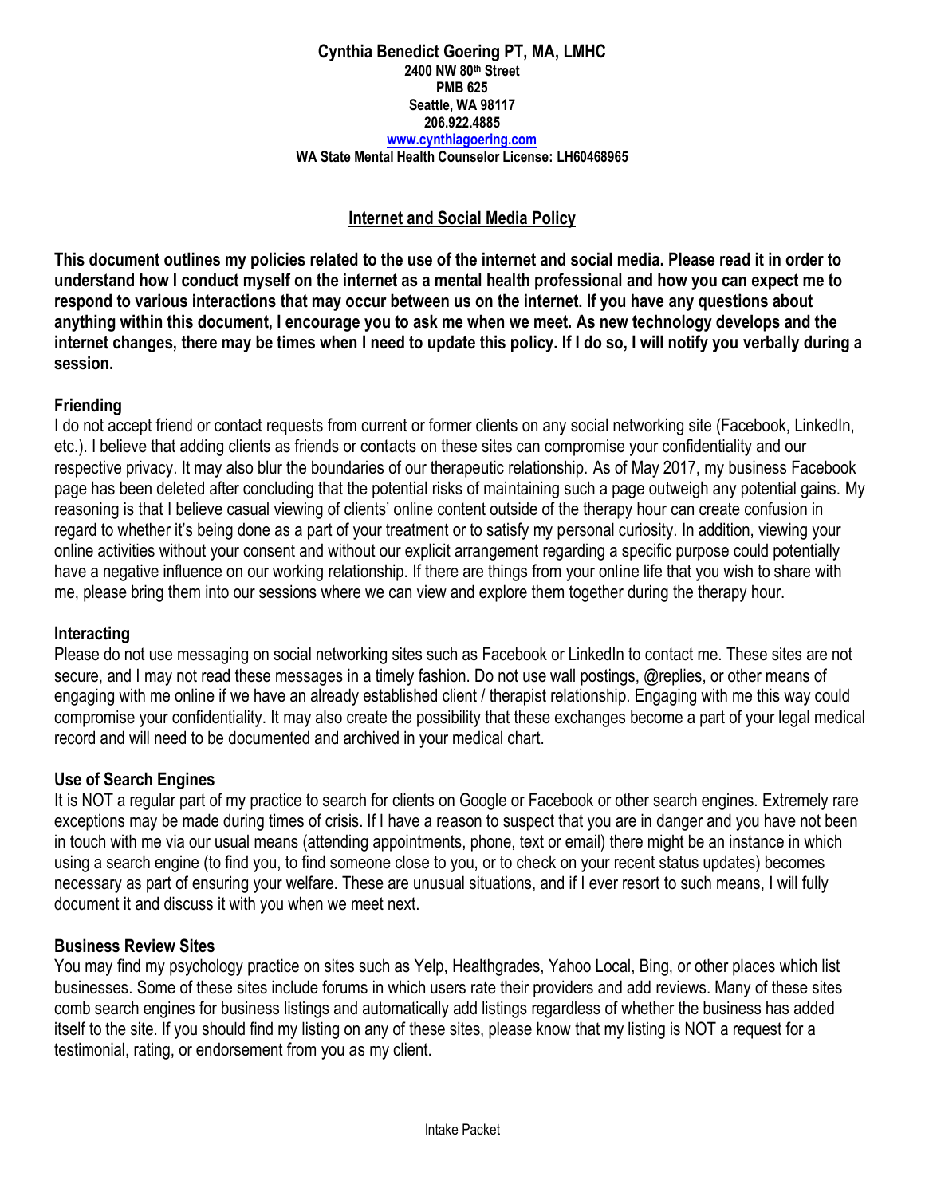**Cynthia Benedict Goering PT, MA, LMHC**
**2400 NW 80th Street**
**PMB 625**
**Seattle, WA 98117**
**206.922.4885**
**www.cynthiagoering.com**
**WA State Mental Health Counselor License: LH60468965**

## Internet and Social Media Policy

**This document outlines my policies related to the use of the internet and social media. Please read it in order to understand how I conduct myself on the internet as a mental health professional and how you can expect me to respond to various interactions that may occur between us on the internet. If you have any questions about anything within this document, I encourage you to ask me when we meet. As new technology develops and the internet changes, there may be times when I need to update this policy. If I do so, I will notify you verbally during a session.**

### Friending

I do not accept friend or contact requests from current or former clients on any social networking site (Facebook, LinkedIn, etc.). I believe that adding clients as friends or contacts on these sites can compromise your confidentiality and our respective privacy. It may also blur the boundaries of our therapeutic relationship. As of May 2017, my business Facebook page has been deleted after concluding that the potential risks of maintaining such a page outweigh any potential gains. My reasoning is that I believe casual viewing of clients' online content outside of the therapy hour can create confusion in regard to whether it's being done as a part of your treatment or to satisfy my personal curiosity. In addition, viewing your online activities without your consent and without our explicit arrangement regarding a specific purpose could potentially have a negative influence on our working relationship. If there are things from your online life that you wish to share with me, please bring them into our sessions where we can view and explore them together during the therapy hour.

### Interacting

Please do not use messaging on social networking sites such as Facebook or LinkedIn to contact me. These sites are not secure, and I may not read these messages in a timely fashion. Do not use wall postings, @replies, or other means of engaging with me online if we have an already established client / therapist relationship. Engaging with me this way could compromise your confidentiality. It may also create the possibility that these exchanges become a part of your legal medical record and will need to be documented and archived in your medical chart.

### Use of Search Engines

It is NOT a regular part of my practice to search for clients on Google or Facebook or other search engines. Extremely rare exceptions may be made during times of crisis. If I have a reason to suspect that you are in danger and you have not been in touch with me via our usual means (attending appointments, phone, text or email) there might be an instance in which using a search engine (to find you, to find someone close to you, or to check on your recent status updates) becomes necessary as part of ensuring your welfare. These are unusual situations, and if I ever resort to such means, I will fully document it and discuss it with you when we meet next.

### Business Review Sites

You may find my psychology practice on sites such as Yelp, Healthgrades, Yahoo Local, Bing, or other places which list businesses. Some of these sites include forums in which users rate their providers and add reviews. Many of these sites comb search engines for business listings and automatically add listings regardless of whether the business has added itself to the site. If you should find my listing on any of these sites, please know that my listing is NOT a request for a testimonial, rating, or endorsement from you as my client.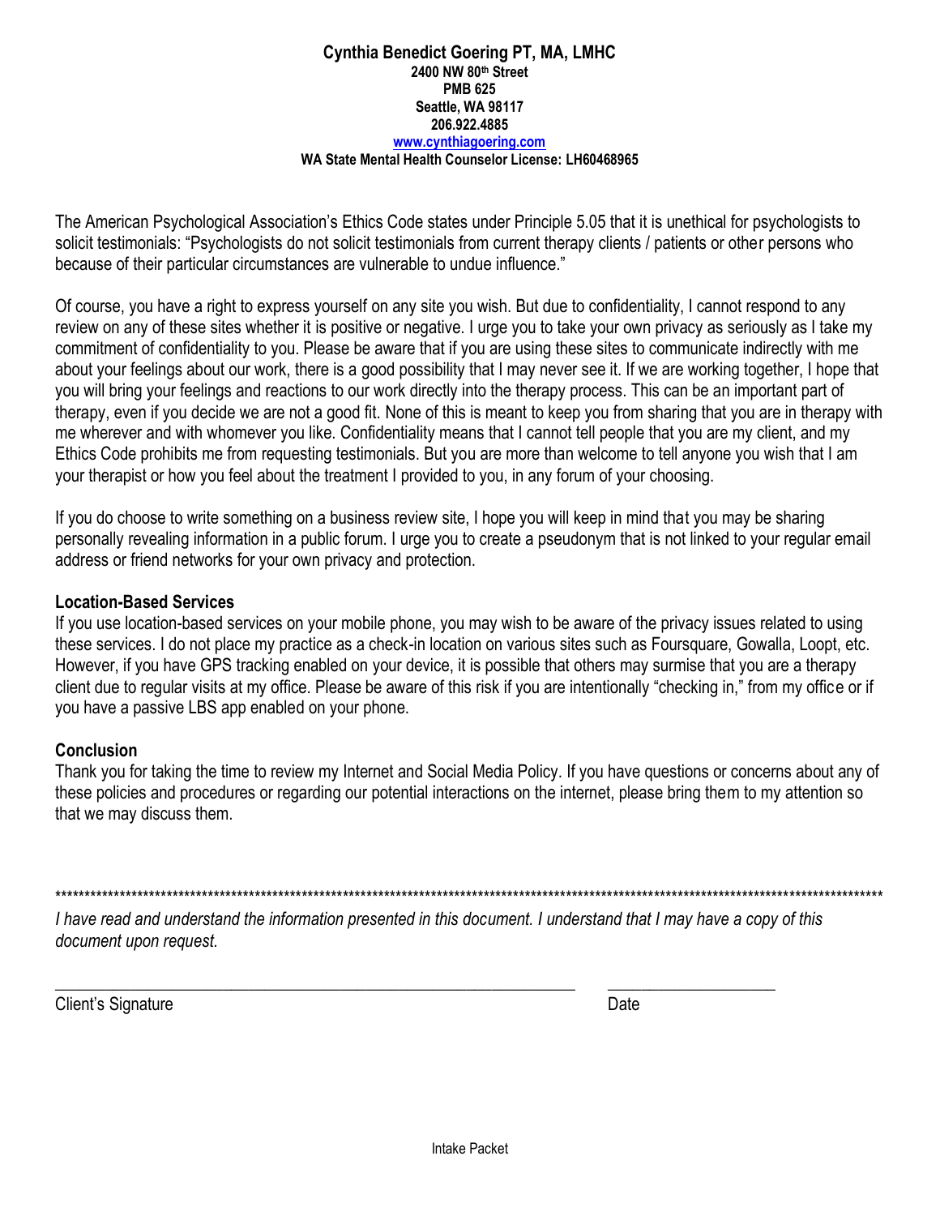**Cynthia Benedict Goering PT, MA, LMHC**
**2400 NW 80th Street**
**PMB 625**
**Seattle, WA 98117**
**206.922.4885**
**[www.cynthiagoering.com](http://www.cynthiagoering.com)**
**WA State Mental Health Counselor License: LH60468965**

The American Psychological Association's Ethics Code states under Principle 5.05 that it is unethical for psychologists to solicit testimonials: "Psychologists do not solicit testimonials from current therapy clients / patients or other persons who because of their particular circumstances are vulnerable to undue influence."

Of course, you have a right to express yourself on any site you wish. But due to confidentiality, I cannot respond to any review on any of these sites whether it is positive or negative. I urge you to take your own privacy as seriously as I take my commitment of confidentiality to you. Please be aware that if you are using these sites to communicate indirectly with me about your feelings about our work, there is a good possibility that I may never see it. If we are working together, I hope that you will bring your feelings and reactions to our work directly into the therapy process. This can be an important part of therapy, even if you decide we are not a good fit. None of this is meant to keep you from sharing that you are in therapy with me wherever and with whomever you like. Confidentiality means that I cannot tell people that you are my client, and my Ethics Code prohibits me from requesting testimonials. But you are more than welcome to tell anyone you wish that I am your therapist or how you feel about the treatment I provided to you, in any forum of your choosing.

If you do choose to write something on a business review site, I hope you will keep in mind that you may be sharing personally revealing information in a public forum. I urge you to create a pseudonym that is not linked to your regular email address or friend networks for your own privacy and protection.

**Location-Based Services**

If you use location-based services on your mobile phone, you may wish to be aware of the privacy issues related to using these services. I do not place my practice as a check-in location on various sites such as Foursquare, Gowalla, Loopt, etc. However, if you have GPS tracking enabled on your device, it is possible that others may surmise that you are a therapy client due to regular visits at my office. Please be aware of this risk if you are intentionally "checking in," from my office or if you have a passive LBS app enabled on your phone.

**Conclusion**

Thank you for taking the time to review my Internet and Social Media Policy. If you have questions or concerns about any of these policies and procedures or regarding our potential interactions on the internet, please bring them to my attention so that we may discuss them.

***************************************************************************************************

*I have read and understand the information presented in this document. I understand that I may have a copy of this document upon request.*

_______________________________________________ ____________________

Client's Signature Date

Intake Packet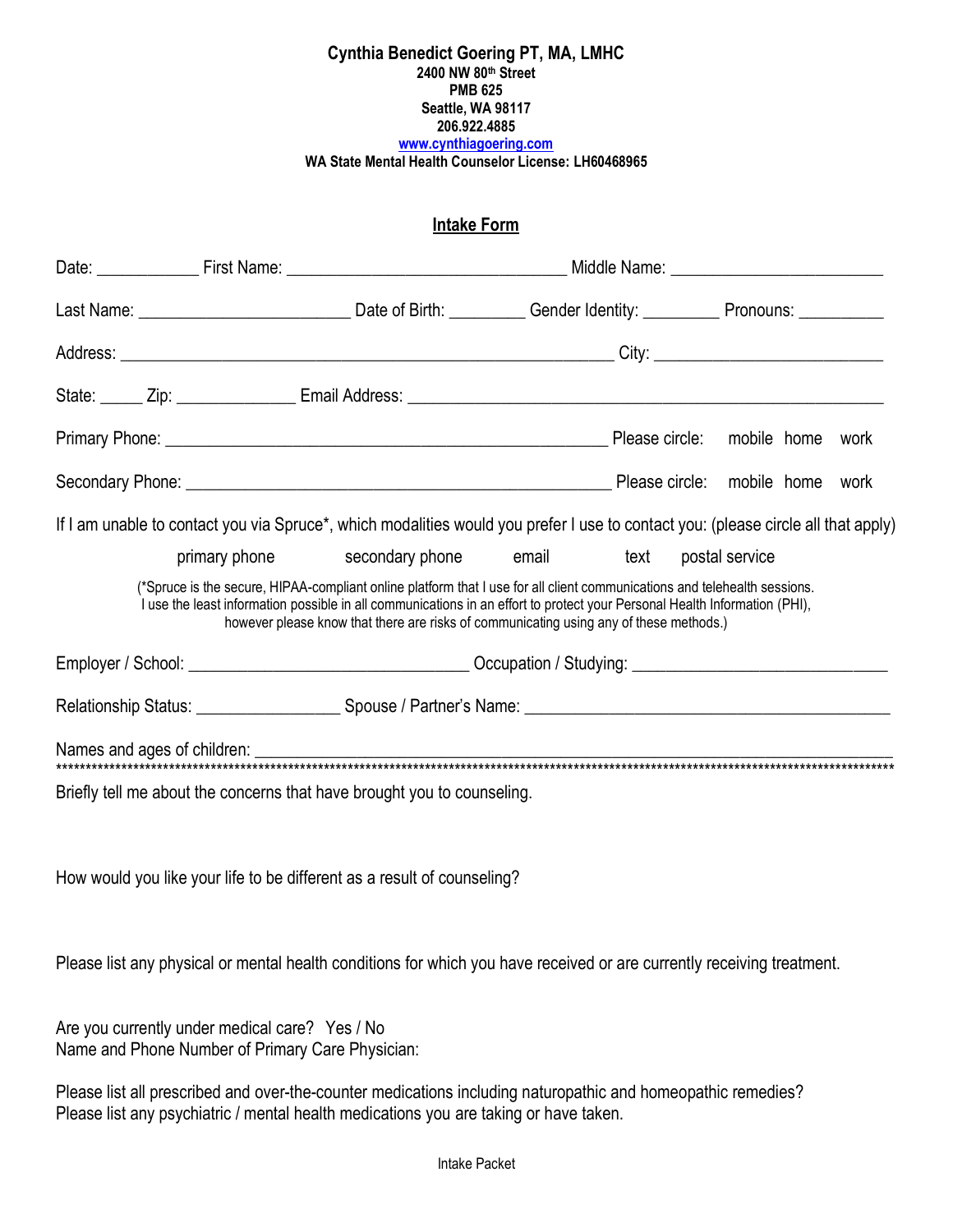**Cynthia Benedict Goering PT, MA, LMHC**
**2400 NW 80th Street**
**PMB 625**
**Seattle, WA 98117**
**206.922.4885**
**[www.cynthiagoering.com](http://www.cynthiagoering.com)**
**WA State Mental Health Counselor License: LH60468965**

## Intake Form

Date: ___________ First Name: _______________________________ Middle Name: _______________________

Last Name: _______________________ Date of Birth: ________ Gender Identity: ________ Pronouns: _________

Address: ________________________________________________________ City: _________________________

State: _____ Zip: _____________ Email Address: ______________________________________________________

Primary Phone: __________________________________________________ Please circle: mobile home work

Secondary Phone: ________________________________________________ Please circle: mobile home work

If I am unable to contact you via Spruce*, which modalities would you prefer I use to contact you: (please circle all that apply)

primary phone secondary phone email text postal service

(*Spruce is the secure, HIPAA-compliant online platform that I use for all client communications and telehealth sessions. I use the least information possible in all communications in an effort to protect your Personal Health Information (PHI), however please know that there are risks of communicating using any of these methods.)

Employer / School: ________________________________ Occupation / Studying: _____________________________

Relationship Status: ________________ Spouse / Partner's Name: __________________________________________

Names and ages of children: ______________________________________________________________________________

***************************************************************************************************************************

Briefly tell me about the concerns that have brought you to counseling.

How would you like your life to be different as a result of counseling?

Please list any physical or mental health conditions for which you have received or are currently receiving treatment.

Are you currently under medical care? Yes / No
Name and Phone Number of Primary Care Physician:

Please list all prescribed and over-the-counter medications including naturopathic and homeopathic remedies?
Please list any psychiatric / mental health medications you are taking or have taken.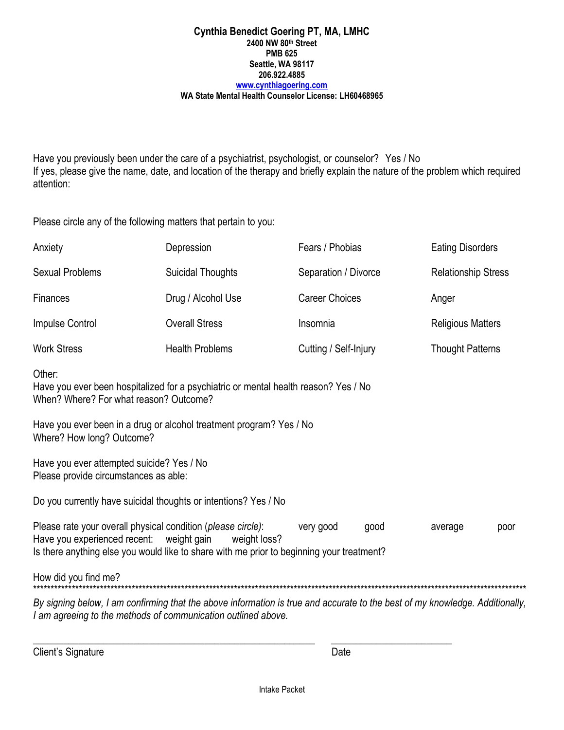**Cynthia Benedict Goering PT, MA, LMHC**
**2400 NW 80th Street**
**PMB 625**
**Seattle, WA 98117**
**206.922.4885**
**[www.cynthiagoering.com](http://www.cynthiagoering.com)**
**WA State Mental Health Counselor License: LH60468965**

Have you previously been under the care of a psychiatrist, psychologist, or counselor? Yes / No
If yes, please give the name, date, and location of the therapy and briefly explain the nature of the problem which required attention:

Please circle any of the following matters that pertain to you:

| | | | |
|---|---|---|---|
| Anxiety | Depression | Fears / Phobias | Eating Disorders |
| Sexual Problems | Suicidal Thoughts | Separation / Divorce | Relationship Stress |
| Finances | Drug / Alcohol Use | Career Choices | Anger |
| Impulse Control | Overall Stress | Insomnia | Religious Matters |
| Work Stress | Health Problems | Cutting / Self-Injury | Thought Patterns |

Other:
Have you ever been hospitalized for a psychiatric or mental health reason? Yes / No
When? Where? For what reason? Outcome?

Have you ever been in a drug or alcohol treatment program? Yes / No
Where? How long? Outcome?

Have you ever attempted suicide? Yes / No
Please provide circumstances as able:

Do you currently have suicidal thoughts or intentions? Yes / No

Please rate your overall physical condition (*please circle*): very good good average poor
Have you experienced recent: weight gain weight loss?
Is there anything else you would like to share with me prior to beginning your treatment?

How did you find me?

*********************************************************************************************************************

*By signing below, I am confirming that the above information is true and accurate to the best of my knowledge. Additionally, I am agreeing to the methods of communication outlined above.*

\_\_\_\_\_\_\_\_\_\_\_\_\_\_\_\_\_\_\_\_\_\_\_\_\_\_\_\_\_\_\_\_\_\_\_\_\_\_\_\_\_\_\_\_\_\_\_\_ \_\_\_\_\_\_\_\_\_\_\_\_\_\_\_\_\_\_\_\_\_\_

Client's Signature Date

Intake Packet